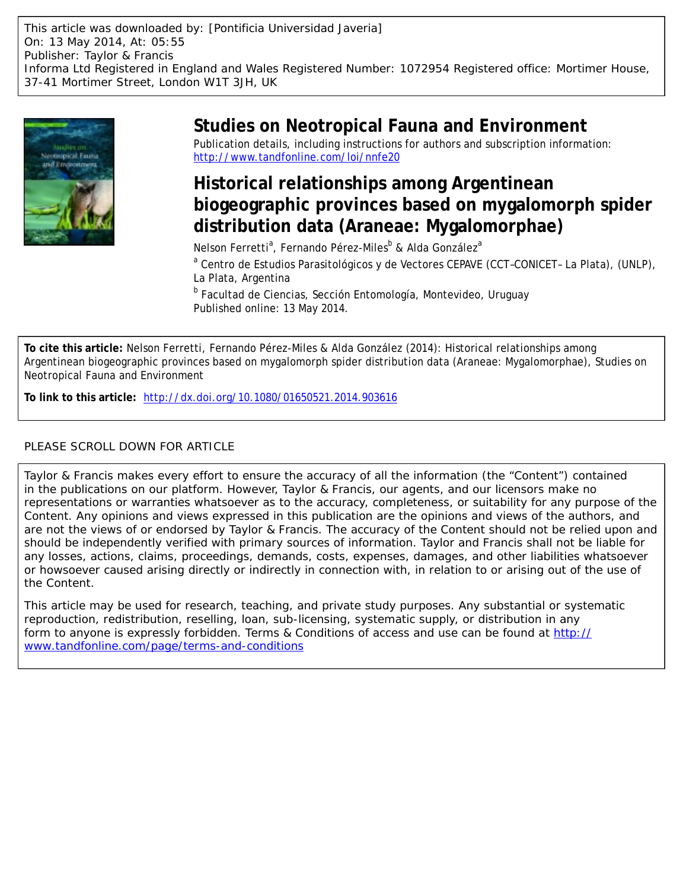This article was downloaded by: [Pontificia Universidad Javeria]
On: 13 May 2014, At: 05:55
Publisher: Taylor & Francis
Informa Ltd Registered in England and Wales Registered Number: 1072954 Registered office: Mortimer House, 37-41 Mortimer Street, London W1T 3JH, UK

# Studies on Neotropical Fauna and Environment

Publication details, including instructions for authors and subscription information:
http://www.tandfonline.com/loi/nnfe20

## Historical relationships among Argentinean biogeographic provinces based on mygalomorph spider distribution data (Araneae: Mygalomorphae)

Nelson Ferretti[a], Fernando Pérez-Miles[b] & Alda González[a]

[a] Centro de Estudios Parasitológicos y de Vectores CEPAVE (CCT–CONICET– La Plata), (UNLP), La Plata, Argentina

[b] Facultad de Ciencias, Sección Entomología, Montevideo, Uruguay

Published online: 13 May 2014.

**To cite this article:** Nelson Ferretti, Fernando Pérez-Miles & Alda González (2014): Historical relationships among Argentinean biogeographic provinces based on mygalomorph spider distribution data (Araneae: Mygalomorphae), Studies on Neotropical Fauna and Environment

**To link to this article:** http://dx.doi.org/10.1080/01650521.2014.903616

PLEASE SCROLL DOWN FOR ARTICLE

Taylor & Francis makes every effort to ensure the accuracy of all the information (the "Content") contained in the publications on our platform. However, Taylor & Francis, our agents, and our licensors make no representations or warranties whatsoever as to the accuracy, completeness, or suitability for any purpose of the Content. Any opinions and views expressed in this publication are the opinions and views of the authors, and are not the views of or endorsed by Taylor & Francis. The accuracy of the Content should not be relied upon and should be independently verified with primary sources of information. Taylor and Francis shall not be liable for any losses, actions, claims, proceedings, demands, costs, expenses, damages, and other liabilities whatsoever or howsoever caused arising directly or indirectly in connection with, in relation to or arising out of the use of the Content.

This article may be used for research, teaching, and private study purposes. Any substantial or systematic reproduction, redistribution, reselling, loan, sub-licensing, systematic supply, or distribution in any form to anyone is expressly forbidden. Terms & Conditions of access and use can be found at http://www.tandfonline.com/page/terms-and-conditions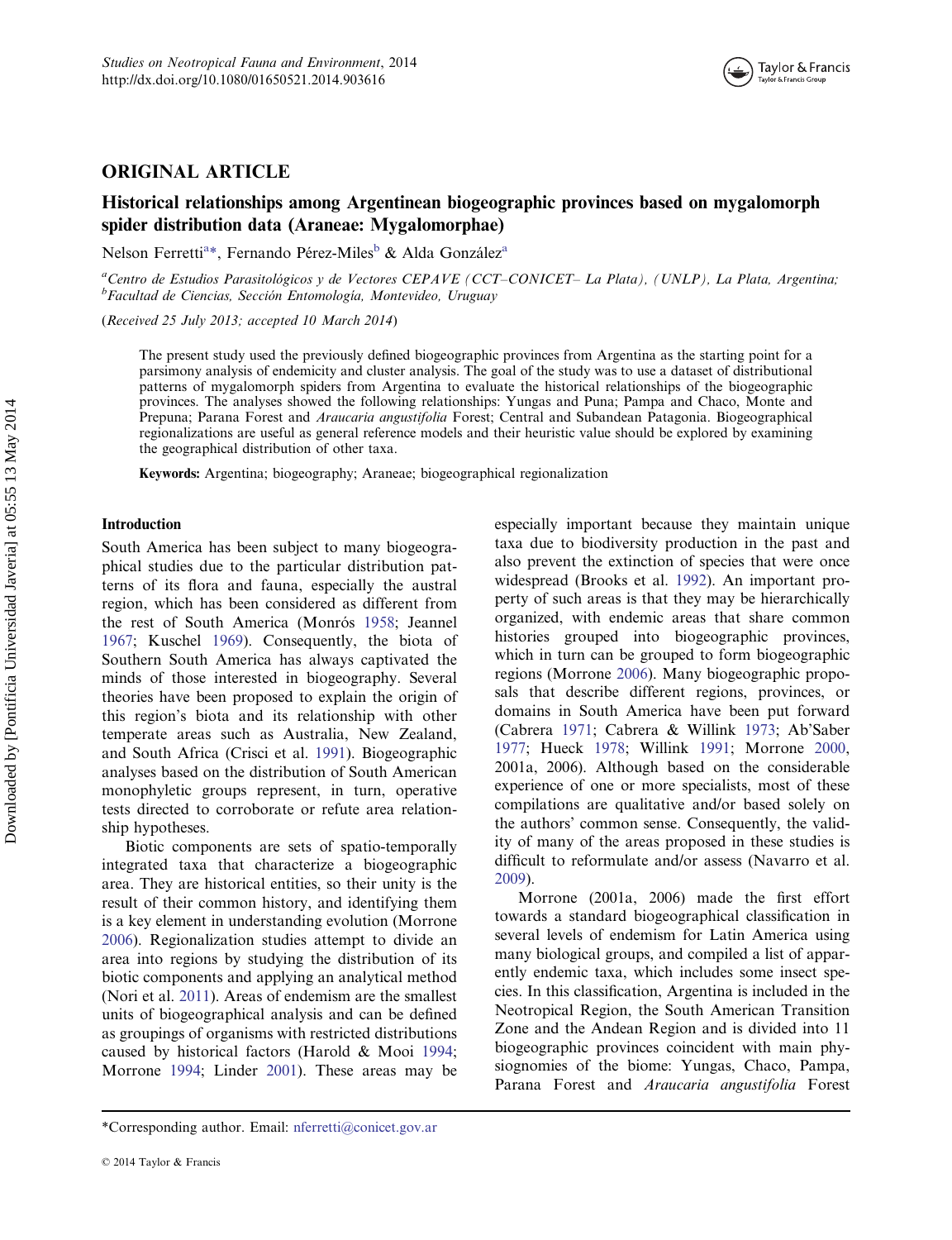# ORIGINAL ARTICLE

## Historical relationships among Argentinean biogeographic provinces based on mygalomorph spider distribution data (Araneae: Mygalomorphae)

Nelson Ferretti[a]*, Fernando Pérez-Miles[b] & Alda González[a]

[a]*Centro de Estudios Parasitológicos y de Vectores CEPAVE (CCT–CONICET– La Plata), (UNLP), La Plata, Argentina;* [b]*Facultad de Ciencias, Sección Entomología, Montevideo, Uruguay*

(*Received 25 July 2013; accepted 10 March 2014*)

The present study used the previously defined biogeographic provinces from Argentina as the starting point for a parsimony analysis of endemicity and cluster analysis. The goal of the study was to use a dataset of distributional patterns of mygalomorph spiders from Argentina to evaluate the historical relationships of the biogeographic provinces. The analyses showed the following relationships: Yungas and Puna; Pampa and Chaco, Monte and Prepuna; Parana Forest and *Araucaria angustifolia* Forest; Central and Subandean Patagonia. Biogeographical regionalizations are useful as general reference models and their heuristic value should be explored by examining the geographical distribution of other taxa.

**Keywords:** Argentina; biogeography; Araneae; biogeographical regionalization

### Introduction

South America has been subject to many biogeographical studies due to the particular distribution patterns of its flora and fauna, especially the austral region, which has been considered as different from the rest of South America (Monrós 1958; Jeannel 1967; Kuschel 1969). Consequently, the biota of Southern South America has always captivated the minds of those interested in biogeography. Several theories have been proposed to explain the origin of this region's biota and its relationship with other temperate areas such as Australia, New Zealand, and South Africa (Crisci et al. 1991). Biogeographic analyses based on the distribution of South American monophyletic groups represent, in turn, operative tests directed to corroborate or refute area relationship hypotheses.

Biotic components are sets of spatio-temporally integrated taxa that characterize a biogeographic area. They are historical entities, so their unity is the result of their common history, and identifying them is a key element in understanding evolution (Morrone 2006). Regionalization studies attempt to divide an area into regions by studying the distribution of its biotic components and applying an analytical method (Nori et al. 2011). Areas of endemism are the smallest units of biogeographical analysis and can be defined as groupings of organisms with restricted distributions caused by historical factors (Harold & Mooi 1994; Morrone 1994; Linder 2001). These areas may be especially important because they maintain unique taxa due to biodiversity production in the past and also prevent the extinction of species that were once widespread (Brooks et al. 1992). An important property of such areas is that they may be hierarchically organized, with endemic areas that share common histories grouped into biogeographic provinces, which in turn can be grouped to form biogeographic regions (Morrone 2006). Many biogeographic proposals that describe different regions, provinces, or domains in South America have been put forward (Cabrera 1971; Cabrera & Willink 1973; Ab'Saber 1977; Hueck 1978; Willink 1991; Morrone 2000, 2001a, 2006). Although based on the considerable experience of one or more specialists, most of these compilations are qualitative and/or based solely on the authors' common sense. Consequently, the validity of many of the areas proposed in these studies is difficult to reformulate and/or assess (Navarro et al. 2009).

Morrone (2001a, 2006) made the first effort towards a standard biogeographical classification in several levels of endemism for Latin America using many biological groups, and compiled a list of apparently endemic taxa, which includes some insect species. In this classification, Argentina is included in the Neotropical Region, the South American Transition Zone and the Andean Region and is divided into 11 biogeographic provinces coincident with main physiognomies of the biome: Yungas, Chaco, Pampa, Parana Forest and *Araucaria angustifolia* Forest

*Corresponding author. Email: nferretti@conicet.gov.ar

© 2014 Taylor & Francis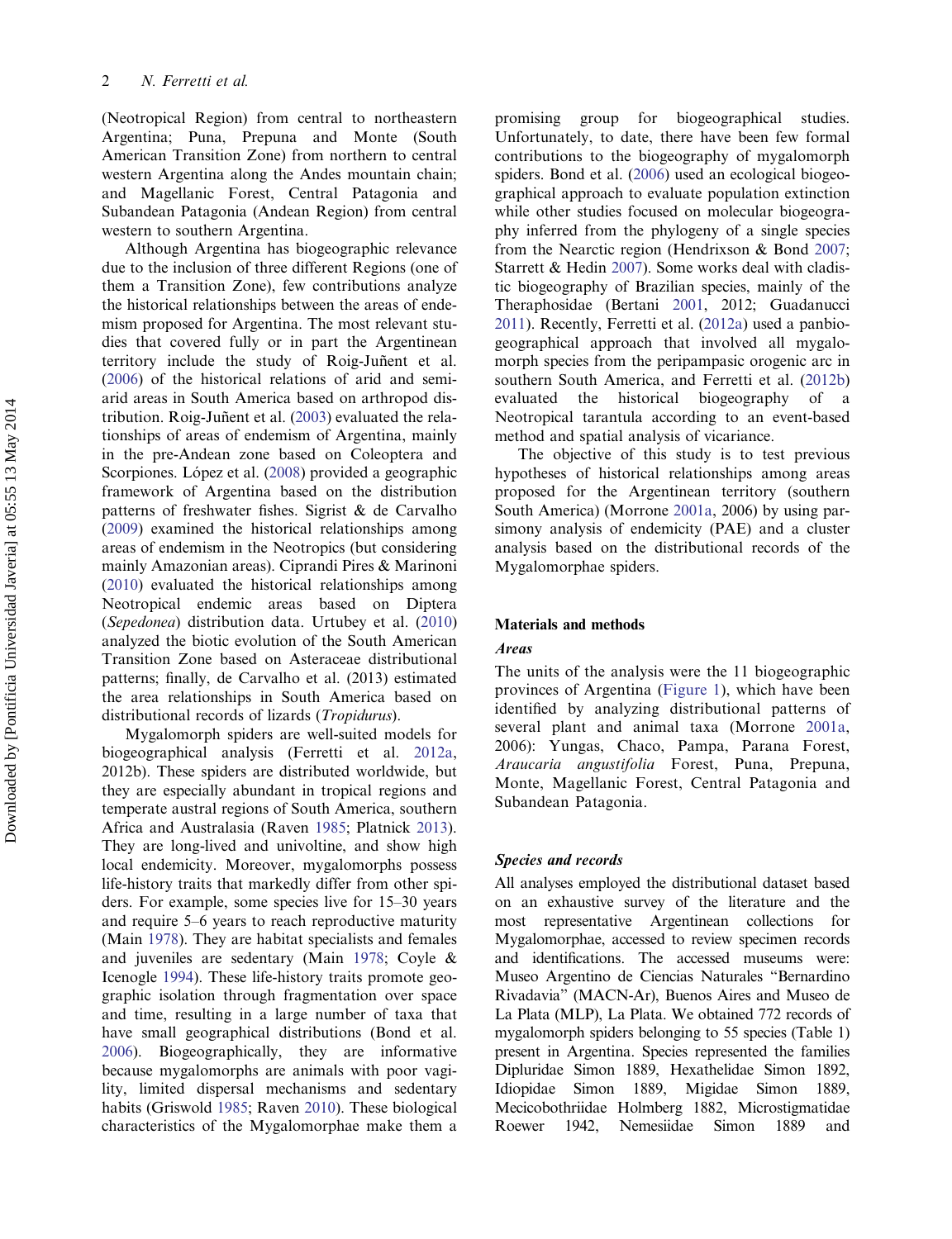(Neotropical Region) from central to northeastern Argentina; Puna, Prepuna and Monte (South American Transition Zone) from northern to central western Argentina along the Andes mountain chain; and Magellanic Forest, Central Patagonia and Subandean Patagonia (Andean Region) from central western to southern Argentina.

Although Argentina has biogeographic relevance due to the inclusion of three different Regions (one of them a Transition Zone), few contributions analyze the historical relationships between the areas of endemism proposed for Argentina. The most relevant studies that covered fully or in part the Argentinean territory include the study of Roig-Juñent et al. (2006) of the historical relations of arid and semiarid areas in South America based on arthropod distribution. Roig-Juñent et al. (2003) evaluated the relationships of areas of endemism of Argentina, mainly in the pre-Andean zone based on Coleoptera and Scorpiones. López et al. (2008) provided a geographic framework of Argentina based on the distribution patterns of freshwater fishes. Sigrist & de Carvalho (2009) examined the historical relationships among areas of endemism in the Neotropics (but considering mainly Amazonian areas). Ciprandi Pires & Marinoni (2010) evaluated the historical relationships among Neotropical endemic areas based on Diptera (*Sepedonea*) distribution data. Urtubey et al. (2010) analyzed the biotic evolution of the South American Transition Zone based on Asteraceae distributional patterns; finally, de Carvalho et al. (2013) estimated the area relationships in South America based on distributional records of lizards (*Tropidurus*).

Mygalomorph spiders are well-suited models for biogeographical analysis (Ferretti et al. 2012a, 2012b). These spiders are distributed worldwide, but they are especially abundant in tropical regions and temperate austral regions of South America, southern Africa and Australasia (Raven 1985; Platnick 2013). They are long-lived and univoltine, and show high local endemicity. Moreover, mygalomorphs possess life-history traits that markedly differ from other spiders. For example, some species live for 15–30 years and require 5–6 years to reach reproductive maturity (Main 1978). They are habitat specialists and females and juveniles are sedentary (Main 1978; Coyle & Icenogle 1994). These life-history traits promote geographic isolation through fragmentation over space and time, resulting in a large number of taxa that have small geographical distributions (Bond et al. 2006). Biogeographically, they are informative because mygalomorphs are animals with poor vagility, limited dispersal mechanisms and sedentary habits (Griswold 1985; Raven 2010). These biological characteristics of the Mygalomorphae make them a promising group for biogeographical studies. Unfortunately, to date, there have been few formal contributions to the biogeography of mygalomorph spiders. Bond et al. (2006) used an ecological biogeographical approach to evaluate population extinction while other studies focused on molecular biogeography inferred from the phylogeny of a single species from the Nearctic region (Hendrixson & Bond 2007; Starrett & Hedin 2007). Some works deal with cladistic biogeography of Brazilian species, mainly of the Theraphosidae (Bertani 2001, 2012; Guadanucci 2011). Recently, Ferretti et al. (2012a) used a panbiogeographical approach that involved all mygalomorph species from the peripampasic orogenic arc in southern South America, and Ferretti et al. (2012b) evaluated the historical biogeography of a Neotropical tarantula according to an event-based method and spatial analysis of vicariance.

The objective of this study is to test previous hypotheses of historical relationships among areas proposed for the Argentinean territory (southern South America) (Morrone 2001a, 2006) by using parsimony analysis of endemicity (PAE) and a cluster analysis based on the distributional records of the Mygalomorphae spiders.

## Materials and methods

### *Areas*

The units of the analysis were the 11 biogeographic provinces of Argentina (Figure 1), which have been identified by analyzing distributional patterns of several plant and animal taxa (Morrone 2001a, 2006): Yungas, Chaco, Pampa, Parana Forest, *Araucaria angustifolia* Forest, Puna, Prepuna, Monte, Magellanic Forest, Central Patagonia and Subandean Patagonia.

### *Species and records*

All analyses employed the distributional dataset based on an exhaustive survey of the literature and the most representative Argentinean collections for Mygalomorphae, accessed to review specimen records and identifications. The accessed museums were: Museo Argentino de Ciencias Naturales "Bernardino Rivadavia" (MACN-Ar), Buenos Aires and Museo de La Plata (MLP), La Plata. We obtained 772 records of mygalomorph spiders belonging to 55 species (Table 1) present in Argentina. Species represented the families Dipluridae Simon 1889, Hexathelidae Simon 1892, Idiopidae Simon 1889, Migidae Simon 1889, Mecicobothriidae Holmberg 1882, Microstigmatidae Roewer 1942, Nemesiidae Simon 1889 and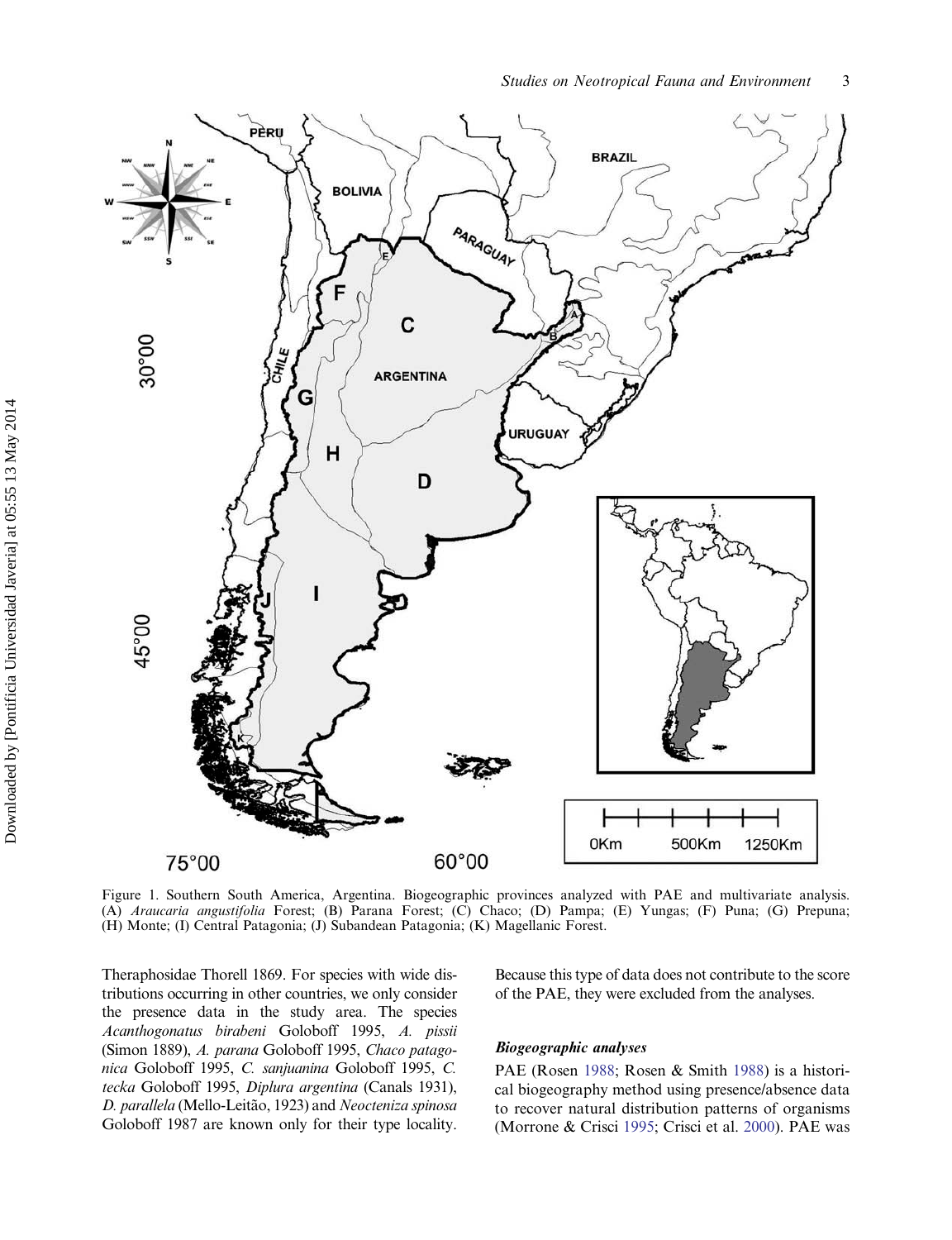Figure 1. Southern South America, Argentina. Biogeographic provinces analyzed with PAE and multivariate analysis. (A) *Araucaria angustifolia* Forest; (B) Parana Forest; (C) Chaco; (D) Pampa; (E) Yungas; (F) Puna; (G) Prepuna; (H) Monte; (I) Central Patagonia; (J) Subandean Patagonia; (K) Magellanic Forest.

Theraphosidae Thorell 1869. For species with wide distributions occurring in other countries, we only consider the presence data in the study area. The species *Acanthogonatus birabeni* Goloboff 1995, *A. pissii* (Simon 1889), *A. parana* Goloboff 1995, *Chaco patagonica* Goloboff 1995, *C. sanjuanina* Goloboff 1995, *C. tecka* Goloboff 1995, *Diplura argentina* (Canals 1931), *D. parallela* (Mello-Leitão, 1923) and *Neocteniza spinosa* Goloboff 1987 are known only for their type locality. Because this type of data does not contribute to the score of the PAE, they were excluded from the analyses.

### *Biogeographic analyses*

PAE (Rosen 1988; Rosen & Smith 1988) is a historical biogeography method using presence/absence data to recover natural distribution patterns of organisms (Morrone & Crisci 1995; Crisci et al. 2000). PAE was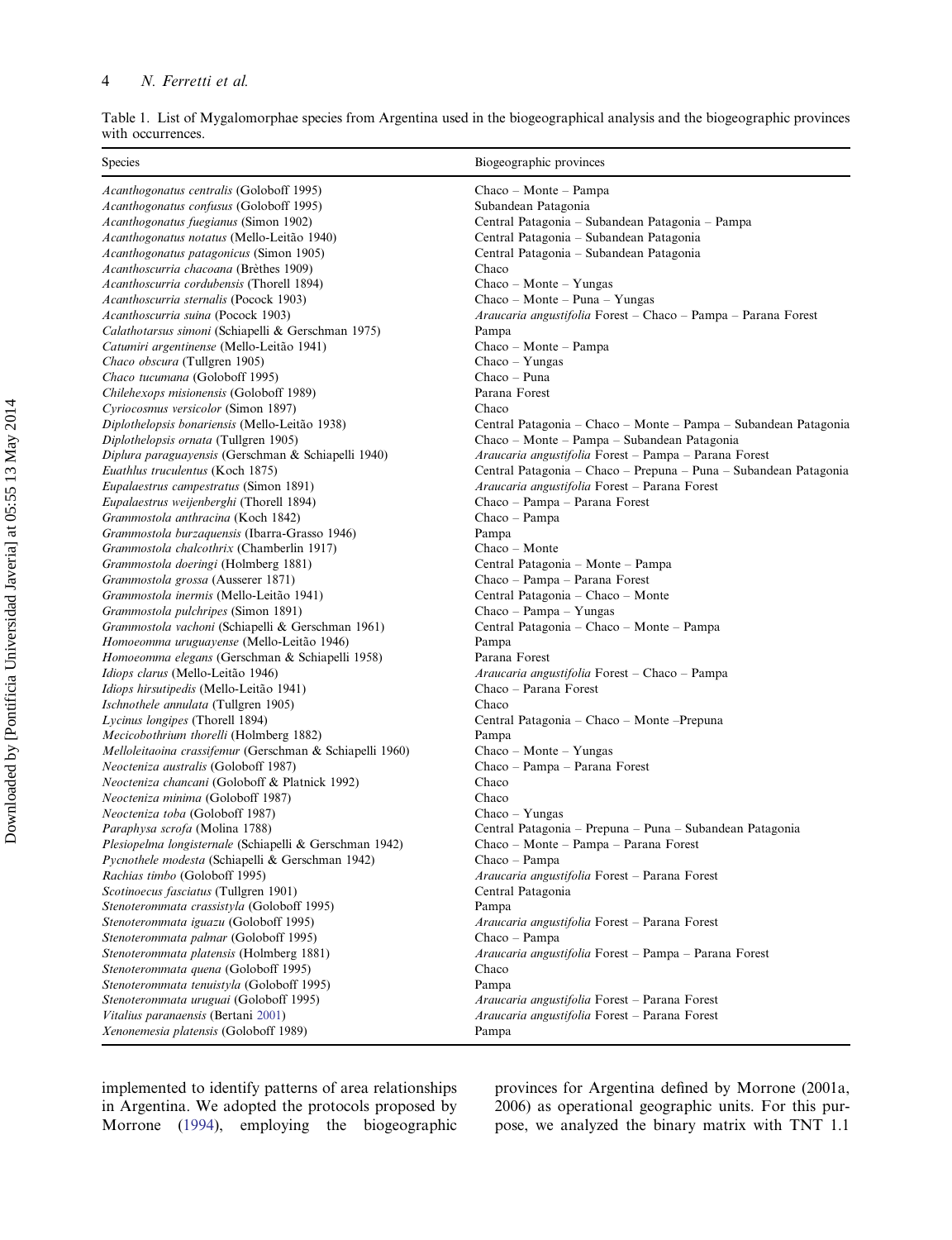Table 1. List of Mygalomorphae species from Argentina used in the biogeographical analysis and the biogeographic provinces with occurrences.

| Species | Biogeographic provinces |
|---|---|
| *Acanthogonatus centralis* (Goloboff 1995) | Chaco – Monte – Pampa |
| *Acanthogonatus confusus* (Goloboff 1995) | Subandean Patagonia |
| *Acanthogonatus fuegianus* (Simon 1902) | Central Patagonia – Subandean Patagonia – Pampa |
| *Acanthogonatus notatus* (Mello-Leitão 1940) | Central Patagonia – Subandean Patagonia |
| *Acanthogonatus patagonicus* (Simon 1905) | Central Patagonia – Subandean Patagonia |
| *Acanthoscurria chacoana* (Brèthes 1909) | Chaco |
| *Acanthoscurria cordubensis* (Thorell 1894) | Chaco – Monte – Yungas |
| *Acanthoscurria sternalis* (Pocock 1903) | Chaco – Monte – Puna – Yungas |
| *Acanthoscurria suina* (Pocock 1903) | *Araucaria angustifolia* Forest – Chaco – Pampa – Parana Forest |
| *Calathotarsus simoni* (Schiapelli & Gerschman 1975) | Pampa |
| *Catumiri argentinense* (Mello-Leitão 1941) | Chaco – Monte – Pampa |
| *Chaco obscura* (Tullgren 1905) | Chaco – Yungas |
| *Chaco tucumana* (Goloboff 1995) | Chaco – Puna |
| *Chilehexops misionensis* (Goloboff 1989) | Parana Forest |
| *Cyriocosmus versicolor* (Simon 1897) | Chaco |
| *Diplothelopsis bonariensis* (Mello-Leitão 1938) | Central Patagonia – Chaco – Monte – Pampa – Subandean Patagonia |
| *Diplothelopsis ornata* (Tullgren 1905) | Chaco – Monte – Pampa – Subandean Patagonia |
| *Diplura paraguayensis* (Gerschman & Schiapelli 1940) | *Araucaria angustifolia* Forest – Pampa – Parana Forest |
| *Euathlus truculentus* (Koch 1875) | Central Patagonia – Chaco – Prepuna – Puna – Subandean Patagonia |
| *Eupalaestrus campestratus* (Simon 1891) | *Araucaria angustifolia* Forest – Parana Forest |
| *Eupalaestrus weijenberghi* (Thorell 1894) | Chaco – Pampa – Parana Forest |
| *Grammostola anthracina* (Koch 1842) | Chaco – Pampa |
| *Grammostola burzaquensis* (Ibarra-Grasso 1946) | Pampa |
| *Grammostola chalcothrix* (Chamberlin 1917) | Chaco – Monte |
| *Grammostola doeringi* (Holmberg 1881) | Central Patagonia – Monte – Pampa |
| *Grammostola grossa* (Ausserer 1871) | Chaco – Pampa – Parana Forest |
| *Grammostola inermis* (Mello-Leitão 1941) | Central Patagonia – Chaco – Monte |
| *Grammostola pulchripes* (Simon 1891) | Chaco – Pampa – Yungas |
| *Grammostola vachoni* (Schiapelli & Gerschman 1961) | Central Patagonia – Chaco – Monte – Pampa |
| *Homoeomma uruguayense* (Mello-Leitão 1946) | Pampa |
| *Homoeomma elegans* (Gerschman & Schiapelli 1958) | Parana Forest |
| *Idiops clarus* (Mello-Leitão 1946) | *Araucaria angustifolia* Forest – Chaco – Pampa |
| *Idiops hirsutipedis* (Mello-Leitão 1941) | Chaco – Parana Forest |
| *Ischnothele annulata* (Tullgren 1905) | Chaco |
| *Lycinus longipes* (Thorell 1894) | Central Patagonia – Chaco – Monte –Prepuna |
| *Mecicobothrium thorelli* (Holmberg 1882) | Pampa |
| *Melloleitaoina crassifemur* (Gerschman & Schiapelli 1960) | Chaco – Monte – Yungas |
| *Neocteniza australis* (Goloboff 1987) | Chaco – Pampa – Parana Forest |
| *Neocteniza chancani* (Goloboff & Platnick 1992) | Chaco |
| *Neocteniza minima* (Goloboff 1987) | Chaco |
| *Neocteniza toba* (Goloboff 1987) | Chaco – Yungas |
| *Paraphysa scrofa* (Molina 1788) | Central Patagonia – Prepuna – Puna – Subandean Patagonia |
| *Plesiopelma longisternale* (Schiapelli & Gerschman 1942) | Chaco – Monte – Pampa – Parana Forest |
| *Pycnothele modesta* (Schiapelli & Gerschman 1942) | Chaco – Pampa |
| *Rachias timbo* (Goloboff 1995) | *Araucaria angustifolia* Forest – Parana Forest |
| *Scotinoecus fasciatus* (Tullgren 1901) | Central Patagonia |
| *Stenoterommata crassistyla* (Goloboff 1995) | Pampa |
| *Stenoterommata iguazu* (Goloboff 1995) | *Araucaria angustifolia* Forest – Parana Forest |
| *Stenoterommata palmar* (Goloboff 1995) | Chaco – Pampa |
| *Stenoterommata platensis* (Holmberg 1881) | *Araucaria angustifolia* Forest – Pampa – Parana Forest |
| *Stenoterommata quena* (Goloboff 1995) | Chaco |
| *Stenoterommata tenuistyla* (Goloboff 1995) | Pampa |
| *Stenoterommata uruguai* (Goloboff 1995) | *Araucaria angustifolia* Forest – Parana Forest |
| *Vitalius paranaensis* (Bertani 2001) | *Araucaria angustifolia* Forest – Parana Forest |
| *Xenonemesia platensis* (Goloboff 1989) | Pampa |

implemented to identify patterns of area relationships in Argentina. We adopted the protocols proposed by Morrone (1994), employing the biogeographic provinces for Argentina defined by Morrone (2001a, 2006) as operational geographic units. For this purpose, we analyzed the binary matrix with TNT 1.1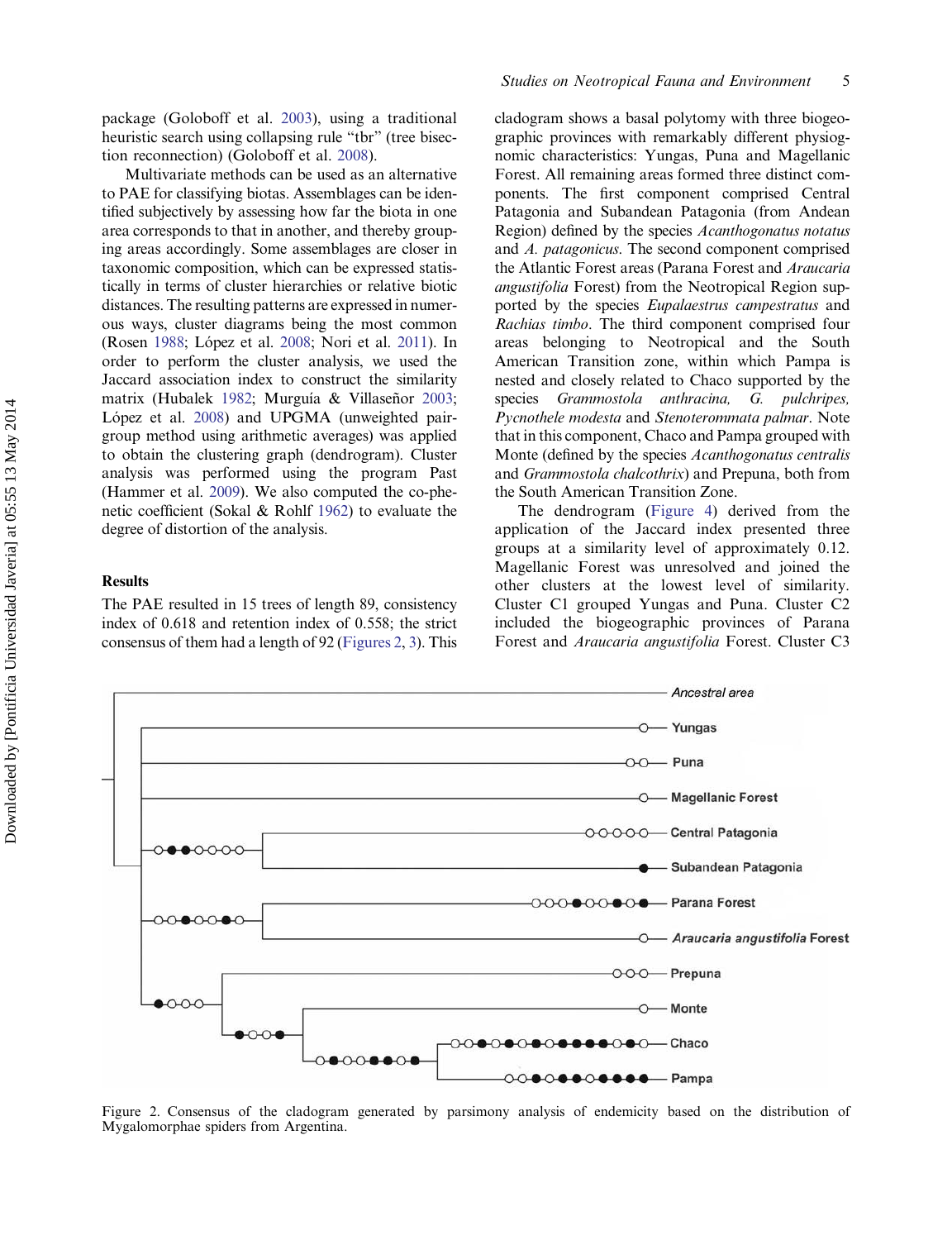package (Goloboff et al. 2003), using a traditional heuristic search using collapsing rule "tbr" (tree bisection reconnection) (Goloboff et al. 2008).

Multivariate methods can be used as an alternative to PAE for classifying biotas. Assemblages can be identified subjectively by assessing how far the biota in one area corresponds to that in another, and thereby grouping areas accordingly. Some assemblages are closer in taxonomic composition, which can be expressed statistically in terms of cluster hierarchies or relative biotic distances. The resulting patterns are expressed in numerous ways, cluster diagrams being the most common (Rosen 1988; López et al. 2008; Nori et al. 2011). In order to perform the cluster analysis, we used the Jaccard association index to construct the similarity matrix (Hubalek 1982; Murguía & Villaseñor 2003; López et al. 2008) and UPGMA (unweighted pair-group method using arithmetic averages) was applied to obtain the clustering graph (dendrogram). Cluster analysis was performed using the program Past (Hammer et al. 2009). We also computed the co-phenetic coefficient (Sokal & Rohlf 1962) to evaluate the degree of distortion of the analysis.

## Results

The PAE resulted in 15 trees of length 89, consistency index of 0.618 and retention index of 0.558; the strict consensus of them had a length of 92 (Figures 2, 3). This cladogram shows a basal polytomy with three biogeographic provinces with remarkably different physiognomic characteristics: Yungas, Puna and Magellanic Forest. All remaining areas formed three distinct components. The first component comprised Central Patagonia and Subandean Patagonia (from Andean Region) defined by the species *Acanthogonatus notatus* and *A. patagonicus*. The second component comprised the Atlantic Forest areas (Parana Forest and *Araucaria angustifolia* Forest) from the Neotropical Region supported by the species *Eupalaestrus campestratus* and *Rachias timbo*. The third component comprised four areas belonging to Neotropical and the South American Transition zone, within which Pampa is nested and closely related to Chaco supported by the species *Grammostola anthracina, G. pulchripes, Pycnothele modesta* and *Stenoterommata palmar*. Note that in this component, Chaco and Pampa grouped with Monte (defined by the species *Acanthogonatus centralis* and *Grammostola chalcothrix*) and Prepuna, both from the South American Transition Zone.

The dendrogram (Figure 4) derived from the application of the Jaccard index presented three groups at a similarity level of approximately 0.12. Magellanic Forest was unresolved and joined the other clusters at the lowest level of similarity. Cluster C1 grouped Yungas and Puna. Cluster C2 included the biogeographic provinces of Parana Forest and *Araucaria angustifolia* Forest. Cluster C3

Figure 2. Consensus of the cladogram generated by parsimony analysis of endemicity based on the distribution of Mygalomorphae spiders from Argentina.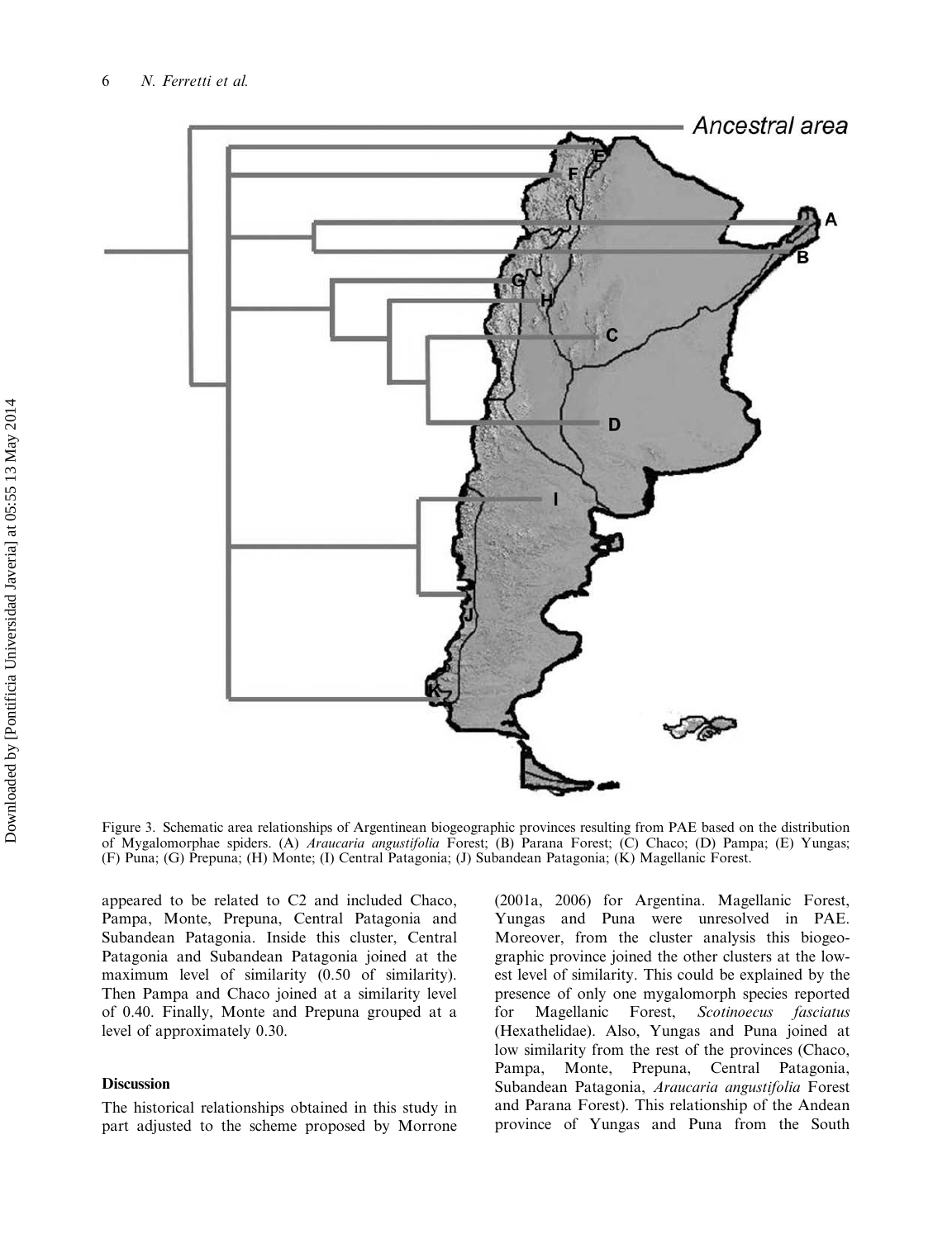Figure 3. Schematic area relationships of Argentinean biogeographic provinces resulting from PAE based on the distribution of Mygalomorphae spiders. (A) *Araucaria angustifolia* Forest; (B) Parana Forest; (C) Chaco; (D) Pampa; (E) Yungas; (F) Puna; (G) Prepuna; (H) Monte; (I) Central Patagonia; (J) Subandean Patagonia; (K) Magellanic Forest.

appeared to be related to C2 and included Chaco, Pampa, Monte, Prepuna, Central Patagonia and Subandean Patagonia. Inside this cluster, Central Patagonia and Subandean Patagonia joined at the maximum level of similarity (0.50 of similarity). Then Pampa and Chaco joined at a similarity level of 0.40. Finally, Monte and Prepuna grouped at a level of approximately 0.30.

## Discussion

The historical relationships obtained in this study in part adjusted to the scheme proposed by Morrone (2001a, 2006) for Argentina. Magellanic Forest, Yungas and Puna were unresolved in PAE. Moreover, from the cluster analysis this biogeographic province joined the other clusters at the lowest level of similarity. This could be explained by the presence of only one mygalomorph species reported for Magellanic Forest, *Scotinoecus fasciatus* (Hexathelidae). Also, Yungas and Puna joined at low similarity from the rest of the provinces (Chaco, Pampa, Monte, Prepuna, Central Patagonia, Subandean Patagonia, *Araucaria angustifolia* Forest and Parana Forest). This relationship of the Andean province of Yungas and Puna from the South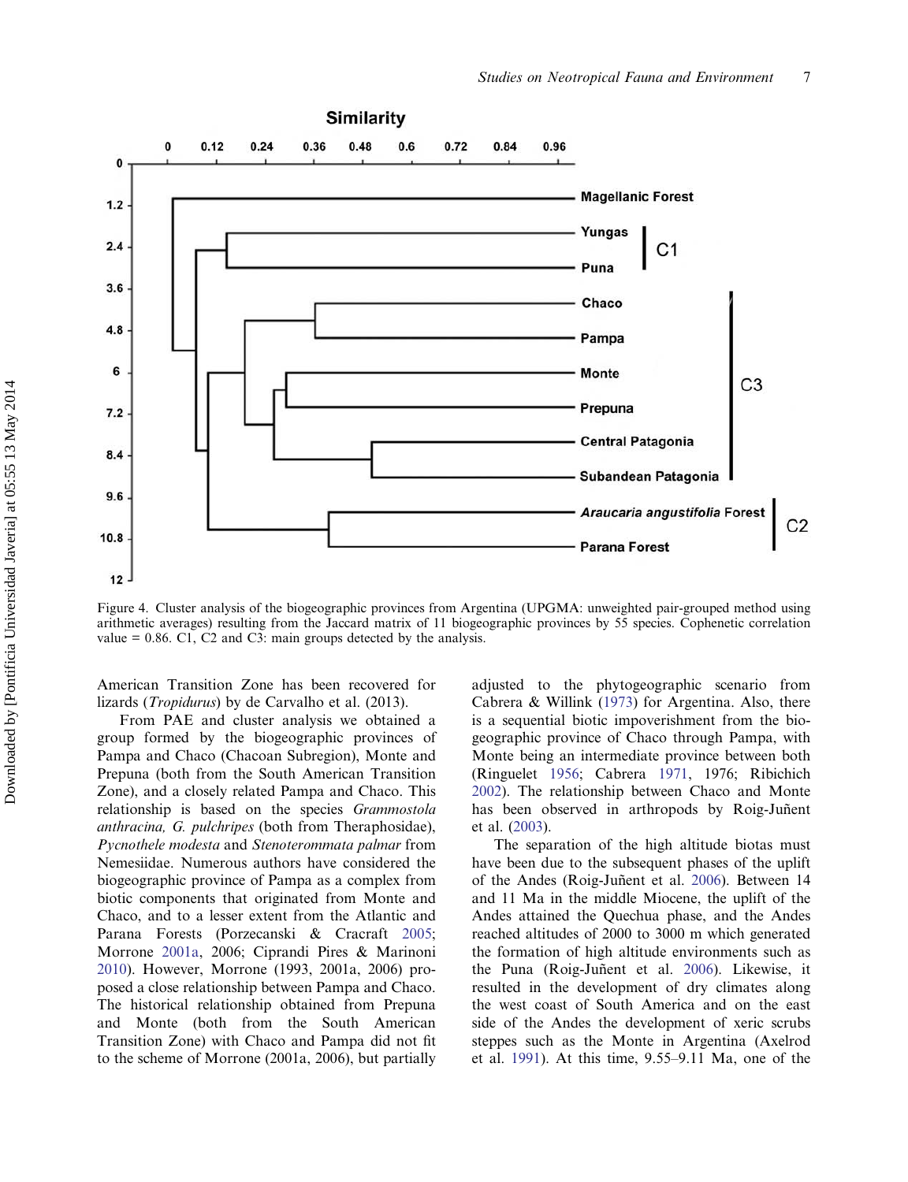Figure 4. Cluster analysis of the biogeographic provinces from Argentina (UPGMA: unweighted pair-grouped method using arithmetic averages) resulting from the Jaccard matrix of 11 biogeographic provinces by 55 species. Cophenetic correlation value = 0.86. C1, C2 and C3: main groups detected by the analysis.

American Transition Zone has been recovered for lizards (*Tropidurus*) by de Carvalho et al. (2013).

From PAE and cluster analysis we obtained a group formed by the biogeographic provinces of Pampa and Chaco (Chacoan Subregion), Monte and Prepuna (both from the South American Transition Zone), and a closely related Pampa and Chaco. This relationship is based on the species *Grammostola anthracina, G. pulchripes* (both from Theraphosidae), *Pycnothele modesta* and *Stenoterommata palmar* from Nemesiidae. Numerous authors have considered the biogeographic province of Pampa as a complex from biotic components that originated from Monte and Chaco, and to a lesser extent from the Atlantic and Parana Forests (Porzecanski & Cracraft 2005; Morrone 2001a, 2006; Ciprandi Pires & Marinoni 2010). However, Morrone (1993, 2001a, 2006) proposed a close relationship between Pampa and Chaco. The historical relationship obtained from Prepuna and Monte (both from the South American Transition Zone) with Chaco and Pampa did not fit to the scheme of Morrone (2001a, 2006), but partially adjusted to the phytogeographic scenario from Cabrera & Willink (1973) for Argentina. Also, there is a sequential biotic impoverishment from the biogeographic province of Chaco through Pampa, with Monte being an intermediate province between both (Ringuelet 1956; Cabrera 1971, 1976; Ribichich 2002). The relationship between Chaco and Monte has been observed in arthropods by Roig-Juñent et al. (2003).

The separation of the high altitude biotas must have been due to the subsequent phases of the uplift of the Andes (Roig-Juñent et al. 2006). Between 14 and 11 Ma in the middle Miocene, the uplift of the Andes attained the Quechua phase, and the Andes reached altitudes of 2000 to 3000 m which generated the formation of high altitude environments such as the Puna (Roig-Juñent et al. 2006). Likewise, it resulted in the development of dry climates along the west coast of South America and on the east side of the Andes the development of xeric scrubs steppes such as the Monte in Argentina (Axelrod et al. 1991). At this time, 9.55–9.11 Ma, one of the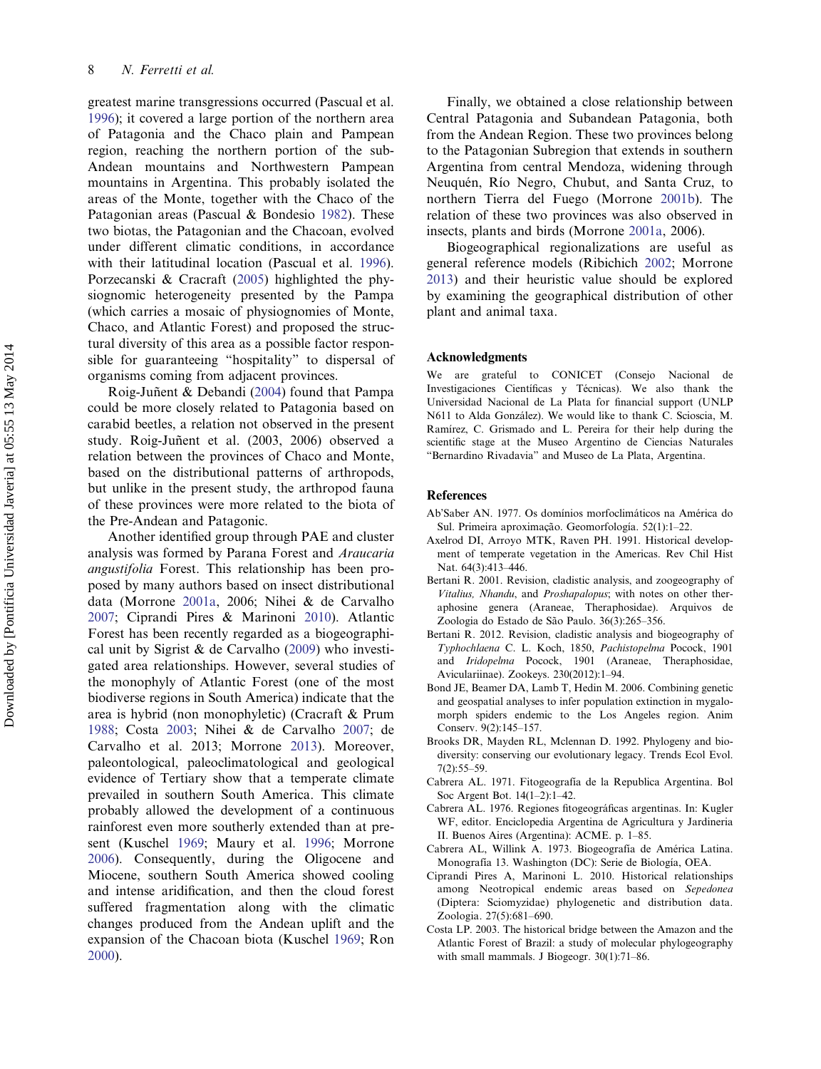greatest marine transgressions occurred (Pascual et al. 1996); it covered a large portion of the northern area of Patagonia and the Chaco plain and Pampean region, reaching the northern portion of the sub-Andean mountains and Northwestern Pampean mountains in Argentina. This probably isolated the areas of the Monte, together with the Chaco of the Patagonian areas (Pascual & Bondesio 1982). These two biotas, the Patagonian and the Chacoan, evolved under different climatic conditions, in accordance with their latitudinal location (Pascual et al. 1996). Porzecanski & Cracraft (2005) highlighted the physiognomic heterogeneity presented by the Pampa (which carries a mosaic of physiognomies of Monte, Chaco, and Atlantic Forest) and proposed the structural diversity of this area as a possible factor responsible for guaranteeing "hospitality" to dispersal of organisms coming from adjacent provinces.

Roig-Juñent & Debandi (2004) found that Pampa could be more closely related to Patagonia based on carabid beetles, a relation not observed in the present study. Roig-Juñent et al. (2003, 2006) observed a relation between the provinces of Chaco and Monte, based on the distributional patterns of arthropods, but unlike in the present study, the arthropod fauna of these provinces were more related to the biota of the Pre-Andean and Patagonic.

Another identified group through PAE and cluster analysis was formed by Parana Forest and *Araucaria angustifolia* Forest. This relationship has been proposed by many authors based on insect distributional data (Morrone 2001a, 2006; Nihei & de Carvalho 2007; Ciprandi Pires & Marinoni 2010). Atlantic Forest has been recently regarded as a biogeographical unit by Sigrist & de Carvalho (2009) who investigated area relationships. However, several studies of the monophyly of Atlantic Forest (one of the most biodiverse regions in South America) indicate that the area is hybrid (non monophyletic) (Cracraft & Prum 1988; Costa 2003; Nihei & de Carvalho 2007; de Carvalho et al. 2013; Morrone 2013). Moreover, paleontological, paleoclimatological and geological evidence of Tertiary show that a temperate climate prevailed in southern South America. This climate probably allowed the development of a continuous rainforest even more southerly extended than at present (Kuschel 1969; Maury et al. 1996; Morrone 2006). Consequently, during the Oligocene and Miocene, southern South America showed cooling and intense aridification, and then the cloud forest suffered fragmentation along with the climatic changes produced from the Andean uplift and the expansion of the Chacoan biota (Kuschel 1969; Ron 2000).

Finally, we obtained a close relationship between Central Patagonia and Subandean Patagonia, both from the Andean Region. These two provinces belong to the Patagonian Subregion that extends in southern Argentina from central Mendoza, widening through Neuquén, Río Negro, Chubut, and Santa Cruz, to northern Tierra del Fuego (Morrone 2001b). The relation of these two provinces was also observed in insects, plants and birds (Morrone 2001a, 2006).

Biogeographical regionalizations are useful as general reference models (Ribichich 2002; Morrone 2013) and their heuristic value should be explored by examining the geographical distribution of other plant and animal taxa.

## Acknowledgments

We are grateful to CONICET (Consejo Nacional de Investigaciones Científicas y Técnicas). We also thank the Universidad Nacional de La Plata for financial support (UNLP N611 to Alda González). We would like to thank C. Scioscia, M. Ramírez, C. Grismado and L. Pereira for their help during the scientific stage at the Museo Argentino de Ciencias Naturales "Bernardino Rivadavia" and Museo de La Plata, Argentina.

## References

Ab'Saber AN. 1977. Os domínios morfoclimáticos na América do Sul. Primeira aproximação. Geomorfologia. 52(1):1–22.

Axelrod DI, Arroyo MTK, Raven PH. 1991. Historical development of temperate vegetation in the Americas. Rev Chil Hist Nat. 64(3):413–446.

Bertani R. 2001. Revision, cladistic analysis, and zoogeography of *Vitalius, Nhandu*, and *Proshapalopus*; with notes on other theraphosine genera (Araneae, Theraphosidae). Arquivos de Zoologia do Estado de São Paulo. 36(3):265–356.

Bertani R. 2012. Revision, cladistic analysis and biogeography of *Typhochlaena* C. L. Koch, 1850, *Pachistopelma* Pocock, 1901 and *Iridopelma* Pocock, 1901 (Araneae, Theraphosidae, Aviculariinae). Zookeys. 230(2012):1–94.

Bond JE, Beamer DA, Lamb T, Hedin M. 2006. Combining genetic and geospatial analyses to infer population extinction in mygalomorph spiders endemic to the Los Angeles region. Anim Conserv. 9(2):145–157.

Brooks DR, Mayden RL, Mclennan D. 1992. Phylogeny and biodiversity: conserving our evolutionary legacy. Trends Ecol Evol. 7(2):55–59.

Cabrera AL. 1971. Fitogeografía de la Republica Argentina. Bol Soc Argent Bot. 14(1–2):1–42.

Cabrera AL. 1976. Regiones fitogeográficas argentinas. In: Kugler WF, editor. Enciclopedia Argentina de Agricultura y Jardineria II. Buenos Aires (Argentina): ACME. p. 1–85.

Cabrera AL, Willink A. 1973. Biogeografía de América Latina. Monografía 13. Washington (DC): Serie de Biología, OEA.

Ciprandi Pires A, Marinoni L. 2010. Historical relationships among Neotropical endemic areas based on *Sepedonea* (Diptera: Sciomyzidae) phylogenetic and distribution data. Zoologia. 27(5):681–690.

Costa LP. 2003. The historical bridge between the Amazon and the Atlantic Forest of Brazil: a study of molecular phylogeography with small mammals. J Biogeogr. 30(1):71–86.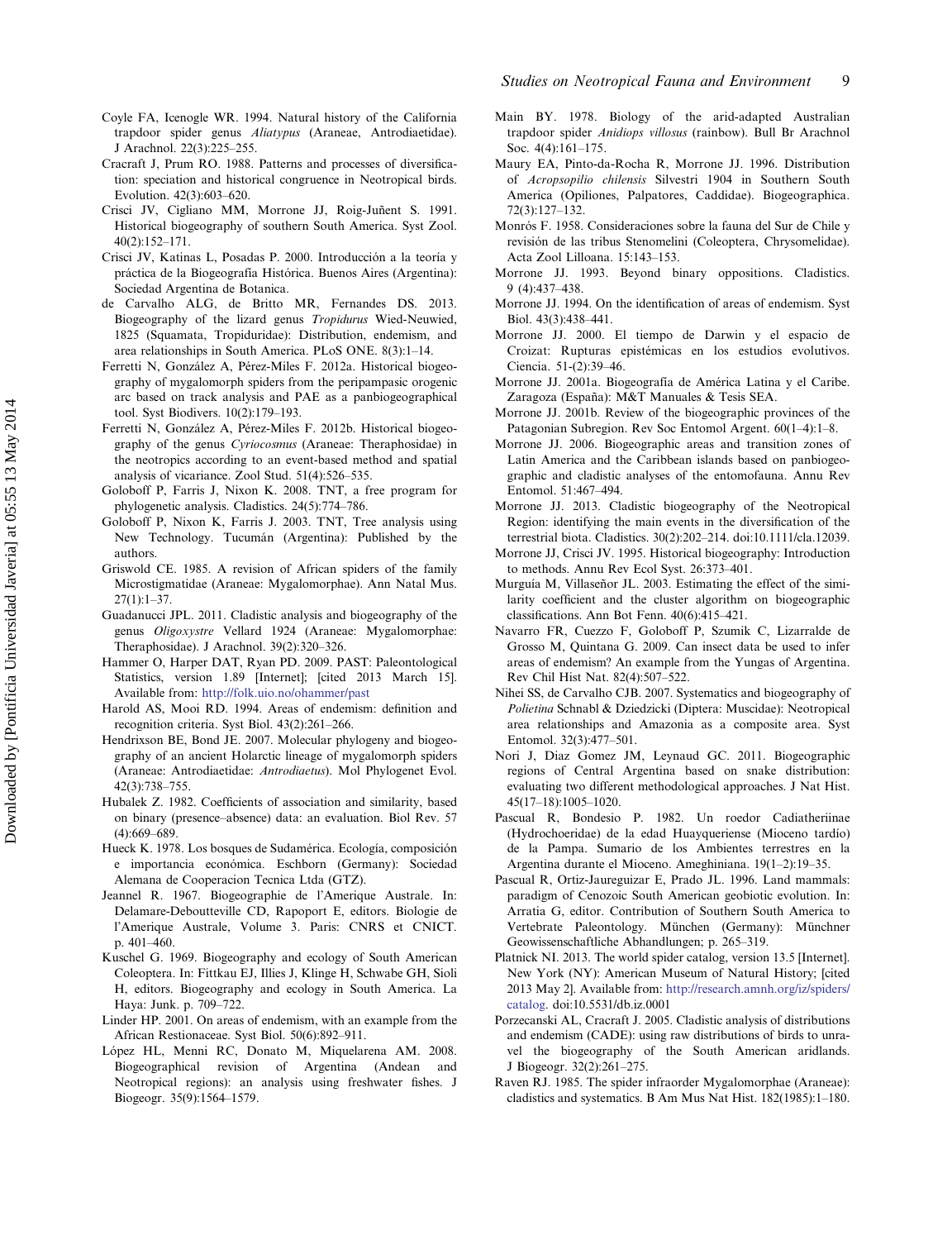Coyle FA, Icenogle WR. 1994. Natural history of the California trapdoor spider genus *Aliatypus* (Araneae, Antrodiaetidae). J Arachnol. 22(3):225–255.

Cracraft J, Prum RO. 1988. Patterns and processes of diversification: speciation and historical congruence in Neotropical birds. Evolution. 42(3):603–620.

Crisci JV, Cigliano MM, Morrone JJ, Roig-Juñent S. 1991. Historical biogeography of southern South America. Syst Zool. 40(2):152–171.

Crisci JV, Katinas L, Posadas P. 2000. Introducción a la teoría y práctica de la Biogeografía Histórica. Buenos Aires (Argentina): Sociedad Argentina de Botanica.

de Carvalho ALG, de Britto MR, Fernandes DS. 2013. Biogeography of the lizard genus *Tropidurus* Wied-Neuwied, 1825 (Squamata, Tropiduridae): Distribution, endemism, and area relationships in South America. PLoS ONE. 8(3):1–14.

Ferretti N, González A, Pérez-Miles F. 2012a. Historical biogeography of mygalomorph spiders from the peripampasic orogenic arc based on track analysis and PAE as a panbiogeographical tool. Syst Biodivers. 10(2):179–193.

Ferretti N, González A, Pérez-Miles F. 2012b. Historical biogeography of the genus *Cyriocosmus* (Araneae: Theraphosidae) in the neotropics according to an event-based method and spatial analysis of vicariance. Zool Stud. 51(4):526–535.

Goloboff P, Farris J, Nixon K. 2008. TNT, a free program for phylogenetic analysis. Cladistics. 24(5):774–786.

Goloboff P, Nixon K, Farris J. 2003. TNT, Tree analysis using New Technology. Tucumán (Argentina): Published by the authors.

Griswold CE. 1985. A revision of African spiders of the family Microstigmatidae (Araneae: Mygalomorphae). Ann Natal Mus. 27(1):1–37.

Guadanucci JPL. 2011. Cladistic analysis and biogeography of the genus *Oligoxystre* Vellard 1924 (Araneae: Mygalomorphae: Theraphosidae). J Arachnol. 39(2):320–326.

Hammer O, Harper DAT, Ryan PD. 2009. PAST: Paleontological Statistics, version 1.89 [Internet]; [cited 2013 March 15]. Available from: http://folk.uio.no/ohammer/past

Harold AS, Mooi RD. 1994. Areas of endemism: definition and recognition criteria. Syst Biol. 43(2):261–266.

Hendrixson BE, Bond JE. 2007. Molecular phylogeny and biogeography of an ancient Holarctic lineage of mygalomorph spiders (Araneae: Antrodiaetidae: *Antrodiaetus*). Mol Phylogenet Evol. 42(3):738–755.

Hubalek Z. 1982. Coefficients of association and similarity, based on binary (presence–absence) data: an evaluation. Biol Rev. 57 (4):669–689.

Hueck K. 1978. Los bosques de Sudamérica. Ecología, composición e importancia económica. Eschborn (Germany): Sociedad Alemana de Cooperacion Tecnica Ltda (GTZ).

Jeannel R. 1967. Biogeographie de l'Amerique Australe. In: Delamare-Deboutteville CD, Rapoport E, editors. Biologie de l'Amerique Australe, Volume 3. Paris: CNRS et CNICT. p. 401–460.

Kuschel G. 1969. Biogeography and ecology of South American Coleoptera. In: Fittkau EJ, Illies J, Klinge H, Schwabe GH, Sioli H, editors. Biogeography and ecology in South America. La Haya: Junk. p. 709–722.

Linder HP. 2001. On areas of endemism, with an example from the African Restionaceae. Syst Biol. 50(6):892–911.

López HL, Menni RC, Donato M, Miquelarena AM. 2008. Biogeographical revision of Argentina (Andean and Neotropical regions): an analysis using freshwater fishes. J Biogeogr. 35(9):1564–1579.

Main BY. 1978. Biology of the arid-adapted Australian trapdoor spider *Anidiops villosus* (rainbow). Bull Br Arachnol Soc. 4(4):161–175.

Maury EA, Pinto-da-Rocha R, Morrone JJ. 1996. Distribution of *Acropsopilio chilensis* Silvestri 1904 in Southern South America (Opiliones, Palpatores, Caddidae). Biogeographica. 72(3):127–132.

Monrós F. 1958. Consideraciones sobre la fauna del Sur de Chile y revisión de las tribus Stenomelini (Coleoptera, Chrysomelidae). Acta Zool Lilloana. 15:143–153.

Morrone JJ. 1993. Beyond binary oppositions. Cladistics. 9 (4):437–438.

Morrone JJ. 1994. On the identification of areas of endemism. Syst Biol. 43(3):438–441.

Morrone JJ. 2000. El tiempo de Darwin y el espacio de Croizat: Rupturas epistémicas en los estudios evolutivos. Ciencia. 51-(2):39–46.

Morrone JJ. 2001a. Biogeografía de América Latina y el Caribe. Zaragoza (España): M&T Manuales & Tesis SEA.

Morrone JJ. 2001b. Review of the biogeographic provinces of the Patagonian Subregion. Rev Soc Entomol Argent. 60(1–4):1–8.

Morrone JJ. 2006. Biogeographic areas and transition zones of Latin America and the Caribbean islands based on panbiogeographic and cladistic analyses of the entomofauna. Annu Rev Entomol. 51:467–494.

Morrone JJ. 2013. Cladistic biogeography of the Neotropical Region: identifying the main events in the diversification of the terrestrial biota. Cladistics. 30(2):202–214. doi:10.1111/cla.12039.

Morrone JJ, Crisci JV. 1995. Historical biogeography: Introduction to methods. Annu Rev Ecol Syst. 26:373–401.

Murguía M, Villaseñor JL. 2003. Estimating the effect of the similarity coefficient and the cluster algorithm on biogeographic classifications. Ann Bot Fenn. 40(6):415–421.

Navarro FR, Cuezzo F, Goloboff P, Szumik C, Lizarralde de Grosso M, Quintana G. 2009. Can insect data be used to infer areas of endemism? An example from the Yungas of Argentina. Rev Chil Hist Nat. 82(4):507–522.

Nihei SS, de Carvalho CJB. 2007. Systematics and biogeography of *Polietina* Schnabl & Dziedzicki (Diptera: Muscidae): Neotropical area relationships and Amazonia as a composite area. Syst Entomol. 32(3):477–501.

Nori J, Diaz Gomez JM, Leynaud GC. 2011. Biogeographic regions of Central Argentina based on snake distribution: evaluating two different methodological approaches. J Nat Hist. 45(17–18):1005–1020.

Pascual R, Bondesio P. 1982. Un roedor Cadiatheriinae (Hydrochoeridae) de la edad Huayqueriense (Mioceno tardío) de la Pampa. Sumario de los Ambientes terrestres en la Argentina durante el Mioceno. Ameghiniana. 19(1–2):19–35.

Pascual R, Ortiz-Jaureguizar E, Prado JL. 1996. Land mammals: paradigm of Cenozoic South American geobiotic evolution. In: Arratia G, editor. Contribution of Southern South America to Vertebrate Paleontology. München (Germany): Münchner Geowissenschaftliche Abhandlungen; p. 265–319.

Platnick NI. 2013. The world spider catalog, version 13.5 [Internet]. New York (NY): American Museum of Natural History; [cited 2013 May 2]. Available from: http://research.amnh.org/iz/spiders/catalog. doi:10.5531/db.iz.0001

Porzecanski AL, Cracraft J. 2005. Cladistic analysis of distributions and endemism (CADE): using raw distributions of birds to unravel the biogeography of the South American aridlands. J Biogeogr. 32(2):261–275.

Raven RJ. 1985. The spider infraorder Mygalomorphae (Araneae): cladistics and systematics. B Am Mus Nat Hist. 182(1985):1–180.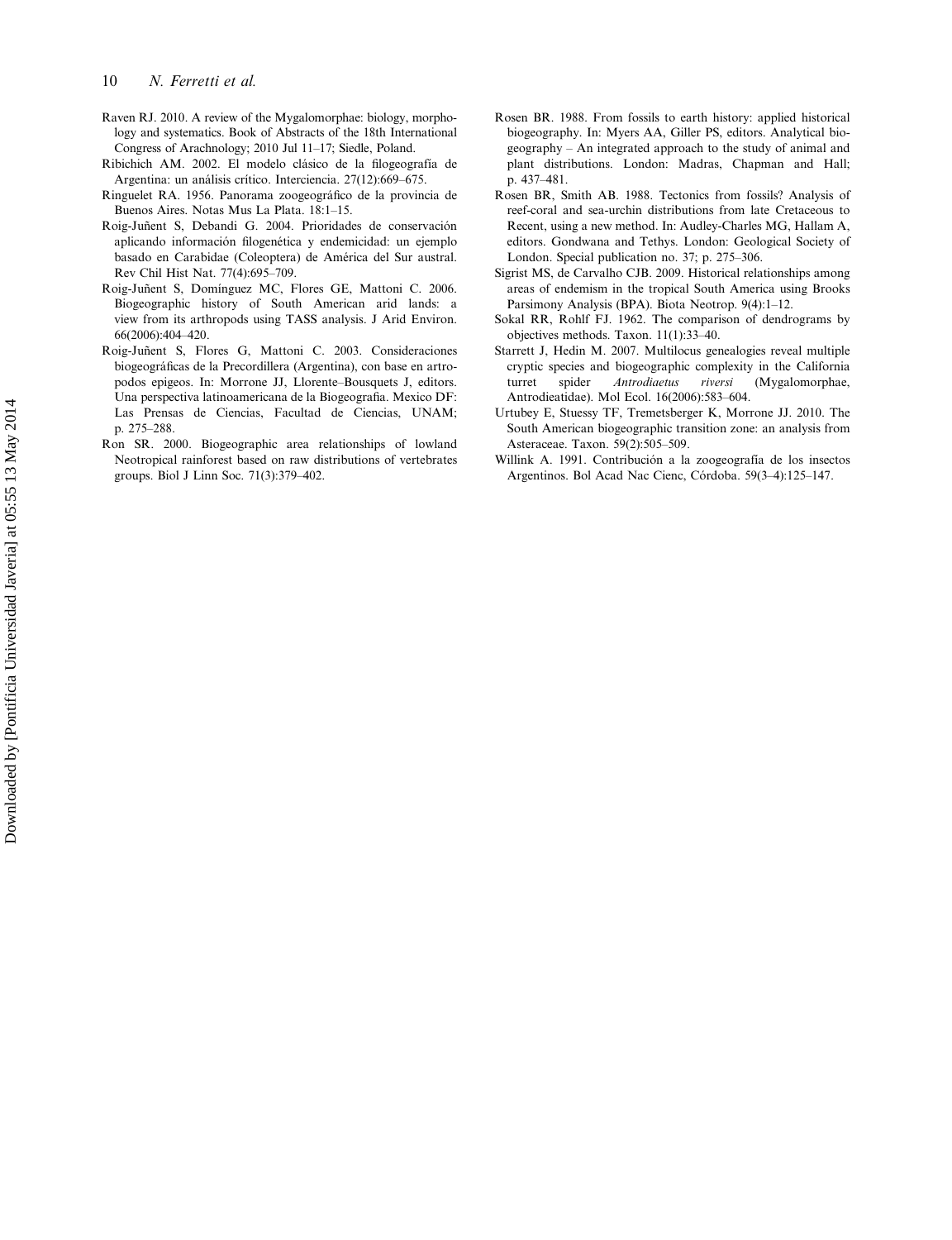Raven RJ. 2010. A review of the Mygalomorphae: biology, morphology and systematics. Book of Abstracts of the 18th International Congress of Arachnology; 2010 Jul 11–17; Siedle, Poland.

Ribichich AM. 2002. El modelo clásico de la filogeografía de Argentina: un análisis crítico. Interciencia. 27(12):669–675.

Ringuelet RA. 1956. Panorama zoogeográfico de la provincia de Buenos Aires. Notas Mus La Plata. 18:1–15.

Roig-Juñent S, Debandi G. 2004. Prioridades de conservación aplicando información filogenética y endemicidad: un ejemplo basado en Carabidae (Coleoptera) de América del Sur austral. Rev Chil Hist Nat. 77(4):695–709.

Roig-Juñent S, Domínguez MC, Flores GE, Mattoni C. 2006. Biogeographic history of South American arid lands: a view from its arthropods using TASS analysis. J Arid Environ. 66(2006):404–420.

Roig-Juñent S, Flores G, Mattoni C. 2003. Consideraciones biogeográficas de la Precordillera (Argentina), con base en artropodos epigeos. In: Morrone JJ, Llorente–Bousquets J, editors. Una perspectiva latinoamericana de la Biogeografia. Mexico DF: Las Prensas de Ciencias, Facultad de Ciencias, UNAM; p. 275–288.

Ron SR. 2000. Biogeographic area relationships of lowland Neotropical rainforest based on raw distributions of vertebrates groups. Biol J Linn Soc. 71(3):379–402.

Rosen BR. 1988. From fossils to earth history: applied historical biogeography. In: Myers AA, Giller PS, editors. Analytical biogeography – An integrated approach to the study of animal and plant distributions. London: Madras, Chapman and Hall; p. 437–481.

Rosen BR, Smith AB. 1988. Tectonics from fossils? Analysis of reef-coral and sea-urchin distributions from late Cretaceous to Recent, using a new method. In: Audley-Charles MG, Hallam A, editors. Gondwana and Tethys. London: Geological Society of London. Special publication no. 37; p. 275–306.

Sigrist MS, de Carvalho CJB. 2009. Historical relationships among areas of endemism in the tropical South America using Brooks Parsimony Analysis (BPA). Biota Neotrop. 9(4):1–12.

Sokal RR, Rohlf FJ. 1962. The comparison of dendrograms by objectives methods. Taxon. 11(1):33–40.

Starrett J, Hedin M. 2007. Multilocus genealogies reveal multiple cryptic species and biogeographic complexity in the California turret spider *Antrodiaetus riversi* (Mygalomorphae, Antrodieatidae). Mol Ecol. 16(2006):583–604.

Urtubey E, Stuessy TF, Tremetsberger K, Morrone JJ. 2010. The South American biogeographic transition zone: an analysis from Asteraceae. Taxon. 59(2):505–509.

Willink A. 1991. Contribución a la zoogeografía de los insectos Argentinos. Bol Acad Nac Cienc, Córdoba. 59(3–4):125–147.